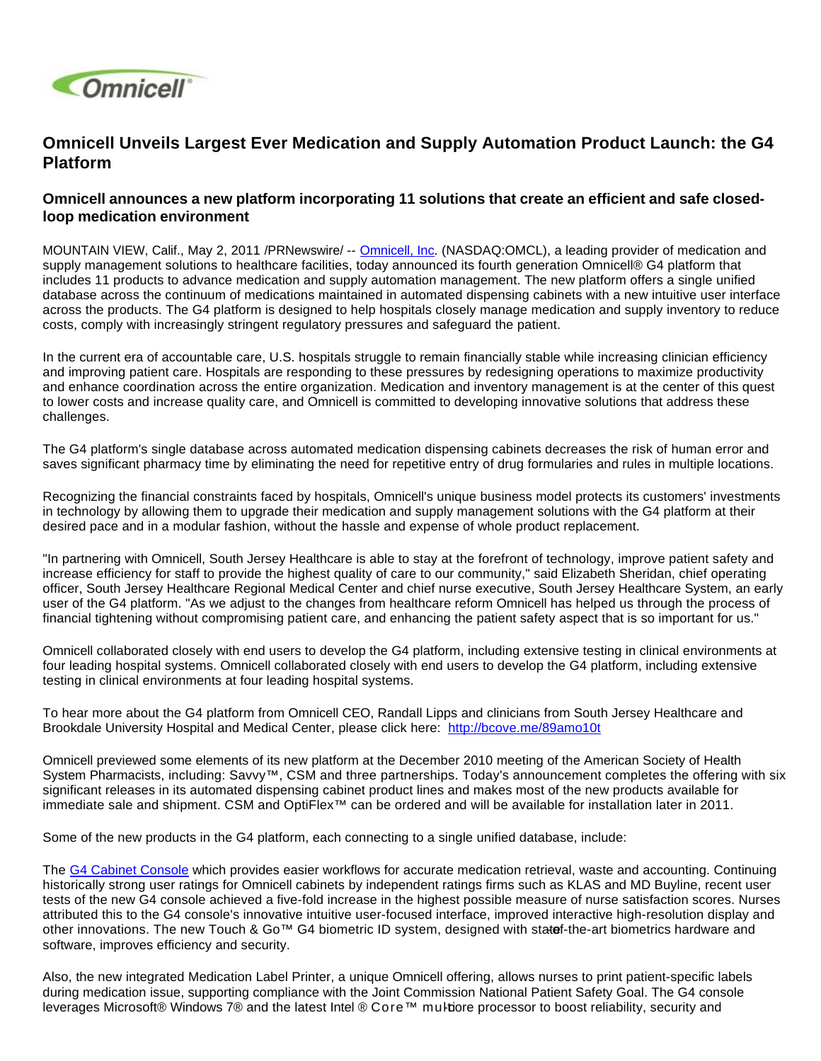Omnicell

# Omnicell Unveils Largest Ever Medication and Supply Automation Product Launch: the G4 Platform

## Omnicell announces a new platform incorporating 11 solutions that create an efficient and safe closed-loop medication environment

MOUNTAIN VIEW, Calif., May 2, 2011 /PRNewswire/ -- [Omnicell, Inc](). (NASDAQ:OMCL), a leading provider of medication and supply management solutions to healthcare facilities, today announced its fourth generation Omnicell® G4 platform that includes 11 products to advance medication and supply automation management. The new platform offers a single unified database across the continuum of medications maintained in automated dispensing cabinets with a new intuitive user interface across the products. The G4 platform is designed to help hospitals closely manage medication and supply inventory to reduce costs, comply with increasingly stringent regulatory pressures and safeguard the patient.

In the current era of accountable care, U.S. hospitals struggle to remain financially stable while increasing clinician efficiency and improving patient care. Hospitals are responding to these pressures by redesigning operations to maximize productivity and enhance coordination across the entire organization. Medication and inventory management is at the center of this quest to lower costs and increase quality care, and Omnicell is committed to developing innovative solutions that address these challenges.

The G4 platform's single database across automated medication dispensing cabinets decreases the risk of human error and saves significant pharmacy time by eliminating the need for repetitive entry of drug formularies and rules in multiple locations.

Recognizing the financial constraints faced by hospitals, Omnicell's unique business model protects its customers' investments in technology by allowing them to upgrade their medication and supply management solutions with the G4 platform at their desired pace and in a modular fashion, without the hassle and expense of whole product replacement.

"In partnering with Omnicell, South Jersey Healthcare is able to stay at the forefront of technology, improve patient safety and increase efficiency for staff to provide the highest quality of care to our community," said Elizabeth Sheridan, chief operating officer, South Jersey Healthcare Regional Medical Center and chief nurse executive, South Jersey Healthcare System, an early user of the G4 platform. "As we adjust to the changes from healthcare reform Omnicell has helped us through the process of financial tightening without compromising patient care, and enhancing the patient safety aspect that is so important for us."

Omnicell collaborated closely with end users to develop the G4 platform, including extensive testing in clinical environments at four leading hospital systems. Omnicell collaborated closely with end users to develop the G4 platform, including extensive testing in clinical environments at four leading hospital systems.

To hear more about the G4 platform from Omnicell CEO, Randall Lipps and clinicians from South Jersey Healthcare and Brookdale University Hospital and Medical Center, please click here: [http://bcove.me/89amo10t](http://bcove.me/89amo10t)

Omnicell previewed some elements of its new platform at the December 2010 meeting of the American Society of Health System Pharmacists, including: Savvy™, CSM and three partnerships. Today's announcement completes the offering with six significant releases in its automated dispensing cabinet product lines and makes most of the new products available for immediate sale and shipment. CSM and OptiFlex™ can be ordered and will be available for installation later in 2011.

Some of the new products in the G4 platform, each connecting to a single unified database, include:

The [G4 Cabinet Console]() which provides easier workflows for accurate medication retrieval, waste and accounting. Continuing historically strong user ratings for Omnicell cabinets by independent ratings firms such as KLAS and MD Buyline, recent user tests of the new G4 console achieved a five-fold increase in the highest possible measure of nurse satisfaction scores. Nurses attributed this to the G4 console's innovative intuitive user-focused interface, improved interactive high-resolution display and other innovations. The new Touch & Go™ G4 biometric ID system, designed with state-of-the-art biometrics hardware and software, improves efficiency and security.

Also, the new integrated Medication Label Printer, a unique Omnicell offering, allows nurses to print patient-specific labels during medication issue, supporting compliance with the Joint Commission National Patient Safety Goal. The G4 console leverages Microsoft® Windows 7® and the latest Intel ® Core™ multi-core processor to boost reliability, security and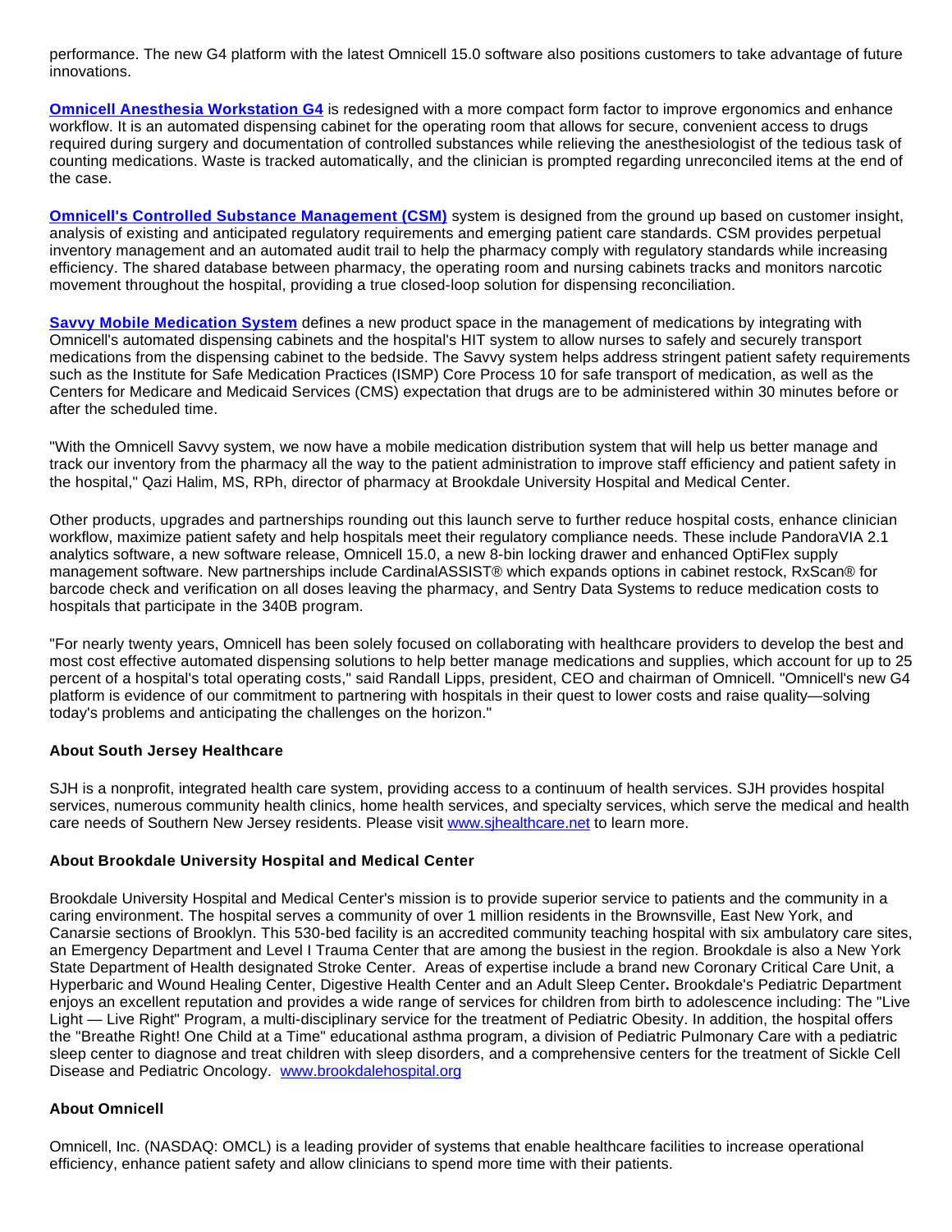performance. The new G4 platform with the latest Omnicell 15.0 software also positions customers to take advantage of future innovations.

**Omnicell Anesthesia Workstation G4** is redesigned with a more compact form factor to improve ergonomics and enhance workflow. It is an automated dispensing cabinet for the operating room that allows for secure, convenient access to drugs required during surgery and documentation of controlled substances while relieving the anesthesiologist of the tedious task of counting medications. Waste is tracked automatically, and the clinician is prompted regarding unreconciled items at the end of the case.

**Omnicell's Controlled Substance Management (CSM)** system is designed from the ground up based on customer insight, analysis of existing and anticipated regulatory requirements and emerging patient care standards. CSM provides perpetual inventory management and an automated audit trail to help the pharmacy comply with regulatory standards while increasing efficiency. The shared database between pharmacy, the operating room and nursing cabinets tracks and monitors narcotic movement throughout the hospital, providing a true closed-loop solution for dispensing reconciliation.

**Savvy Mobile Medication System** defines a new product space in the management of medications by integrating with Omnicell's automated dispensing cabinets and the hospital's HIT system to allow nurses to safely and securely transport medications from the dispensing cabinet to the bedside. The Savvy system helps address stringent patient safety requirements such as the Institute for Safe Medication Practices (ISMP) Core Process 10 for safe transport of medication, as well as the Centers for Medicare and Medicaid Services (CMS) expectation that drugs are to be administered within 30 minutes before or after the scheduled time.

"With the Omnicell Savvy system, we now have a mobile medication distribution system that will help us better manage and track our inventory from the pharmacy all the way to the patient administration to improve staff efficiency and patient safety in the hospital," Qazi Halim, MS, RPh, director of pharmacy at Brookdale University Hospital and Medical Center.

Other products, upgrades and partnerships rounding out this launch serve to further reduce hospital costs, enhance clinician workflow, maximize patient safety and help hospitals meet their regulatory compliance needs. These include PandoraVIA 2.1 analytics software, a new software release, Omnicell 15.0, a new 8-bin locking drawer and enhanced OptiFlex supply management software. New partnerships include CardinalASSIST® which expands options in cabinet restock, RxScan® for barcode check and verification on all doses leaving the pharmacy, and Sentry Data Systems to reduce medication costs to hospitals that participate in the 340B program.

"For nearly twenty years, Omnicell has been solely focused on collaborating with healthcare providers to develop the best and most cost effective automated dispensing solutions to help better manage medications and supplies, which account for up to 25 percent of a hospital's total operating costs," said Randall Lipps, president, CEO and chairman of Omnicell. "Omnicell's new G4 platform is evidence of our commitment to partnering with hospitals in their quest to lower costs and raise quality—solving today's problems and anticipating the challenges on the horizon."

**About South Jersey Healthcare**

SJH is a nonprofit, integrated health care system, providing access to a continuum of health services. SJH provides hospital services, numerous community health clinics, home health services, and specialty services, which serve the medical and health care needs of Southern New Jersey residents. Please visit www.sjhealthcare.net to learn more.

**About Brookdale University Hospital and Medical Center**

Brookdale University Hospital and Medical Center's mission is to provide superior service to patients and the community in a caring environment. The hospital serves a community of over 1 million residents in the Brownsville, East New York, and Canarsie sections of Brooklyn. This 530-bed facility is an accredited community teaching hospital with six ambulatory care sites, an Emergency Department and Level I Trauma Center that are among the busiest in the region. Brookdale is also a New York State Department of Health designated Stroke Center. Areas of expertise include a brand new Coronary Critical Care Unit, a Hyperbaric and Wound Healing Center, Digestive Health Center and an Adult Sleep Center**.** Brookdale's Pediatric Department enjoys an excellent reputation and provides a wide range of services for children from birth to adolescence including: The "Live Light — Live Right" Program, a multi-disciplinary service for the treatment of Pediatric Obesity. In addition, the hospital offers the "Breathe Right! One Child at a Time" educational asthma program, a division of Pediatric Pulmonary Care with a pediatric sleep center to diagnose and treat children with sleep disorders, and a comprehensive centers for the treatment of Sickle Cell Disease and Pediatric Oncology. www.brookdalehospital.org

**About Omnicell**

Omnicell, Inc. (NASDAQ: OMCL) is a leading provider of systems that enable healthcare facilities to increase operational efficiency, enhance patient safety and allow clinicians to spend more time with their patients.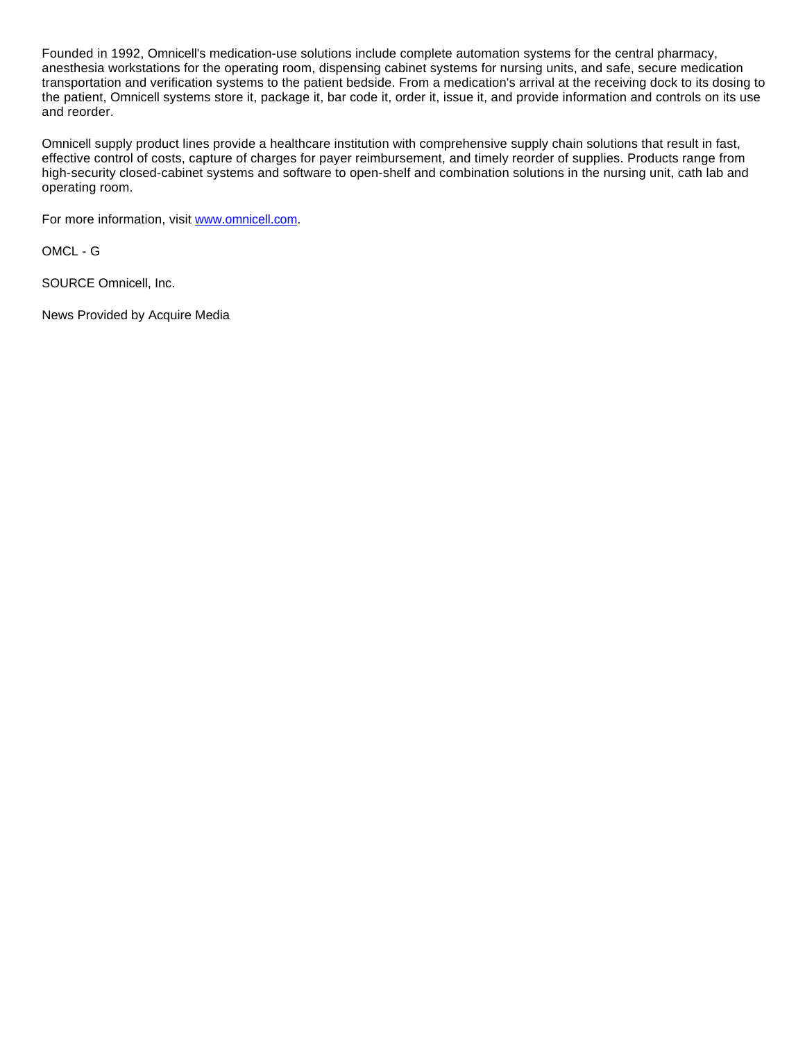Founded in 1992, Omnicell's medication-use solutions include complete automation systems for the central pharmacy, anesthesia workstations for the operating room, dispensing cabinet systems for nursing units, and safe, secure medication transportation and verification systems to the patient bedside. From a medication's arrival at the receiving dock to its dosing to the patient, Omnicell systems store it, package it, bar code it, order it, issue it, and provide information and controls on its use and reorder.

Omnicell supply product lines provide a healthcare institution with comprehensive supply chain solutions that result in fast, effective control of costs, capture of charges for payer reimbursement, and timely reorder of supplies. Products range from high-security closed-cabinet systems and software to open-shelf and combination solutions in the nursing unit, cath lab and operating room.

For more information, visit [www.omnicell.com](http://www.omnicell.com).

OMCL - G

SOURCE Omnicell, Inc.

News Provided by Acquire Media